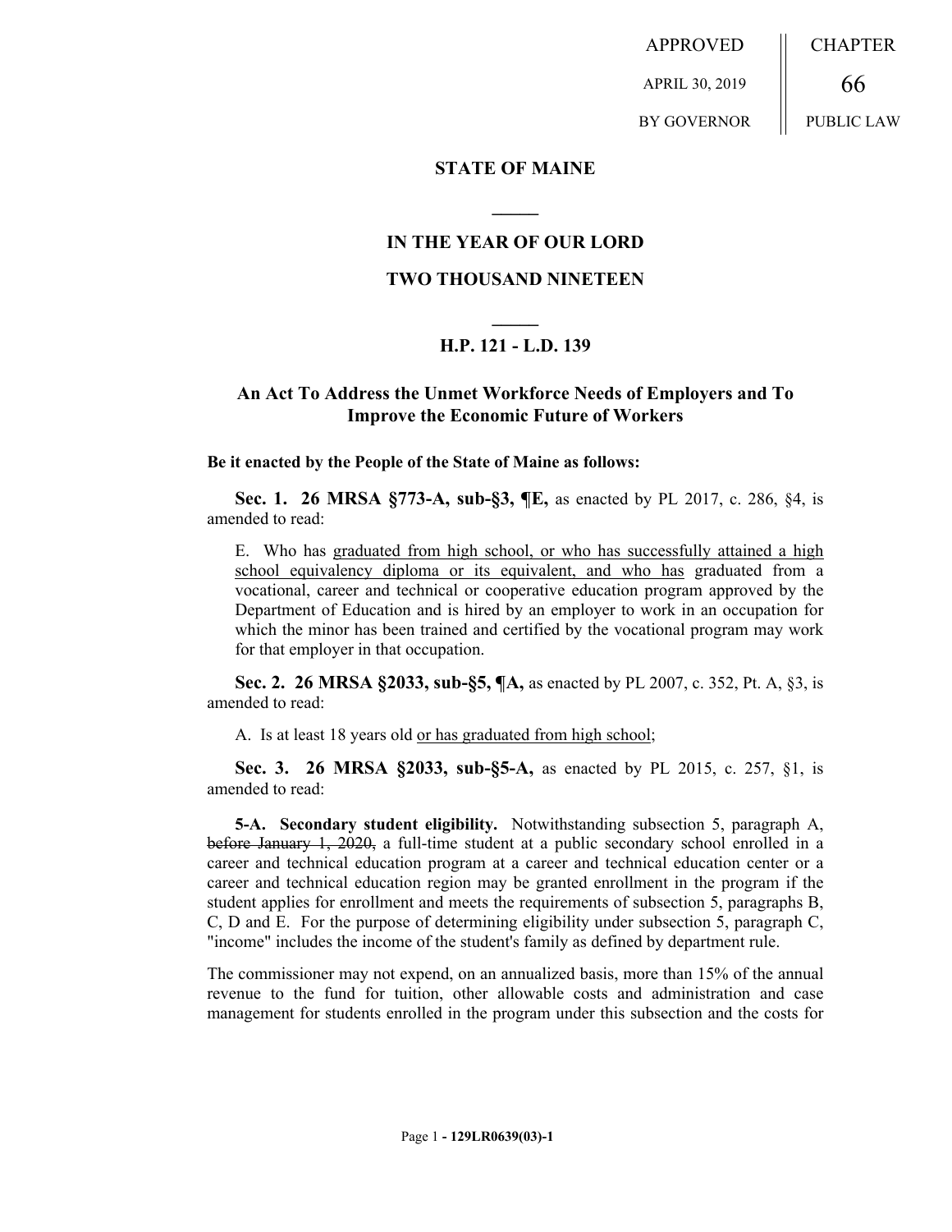APPROVED

APRIL 30, 2019

BY GOVERNOR

CHAPTER

66

PUBLIC LAW

**STATE OF MAINE**

**IN THE YEAR OF OUR LORD**

**TWO THOUSAND NINETEEN**

**H.P. 121 - L.D. 139**

## An Act To Address the Unmet Workforce Needs of Employers and To Improve the Economic Future of Workers

**Be it enacted by the People of the State of Maine as follows:**

**Sec. 1. 26 MRSA §773-A, sub-§3, ¶E,** as enacted by PL 2017, c. 286, §4, is amended to read:

E. Who has <u>graduated from high school, or who has successfully attained a high school equivalency diploma or its equivalent, and who has</u> graduated from a vocational, career and technical or cooperative education program approved by the Department of Education and is hired by an employer to work in an occupation for which the minor has been trained and certified by the vocational program may work for that employer in that occupation.

**Sec. 2. 26 MRSA §2033, sub-§5, ¶A,** as enacted by PL 2007, c. 352, Pt. A, §3, is amended to read:

A. Is at least 18 years old <u>or has graduated from high school</u>;

**Sec. 3. 26 MRSA §2033, sub-§5-A,** as enacted by PL 2015, c. 257, §1, is amended to read:

**5-A. Secondary student eligibility.** Notwithstanding subsection 5, paragraph A, ~~before January 1, 2020,~~ a full-time student at a public secondary school enrolled in a career and technical education program at a career and technical education center or a career and technical education region may be granted enrollment in the program if the student applies for enrollment and meets the requirements of subsection 5, paragraphs B, C, D and E. For the purpose of determining eligibility under subsection 5, paragraph C, "income" includes the income of the student's family as defined by department rule.

The commissioner may not expend, on an annualized basis, more than 15% of the annual revenue to the fund for tuition, other allowable costs and administration and case management for students enrolled in the program under this subsection and the costs for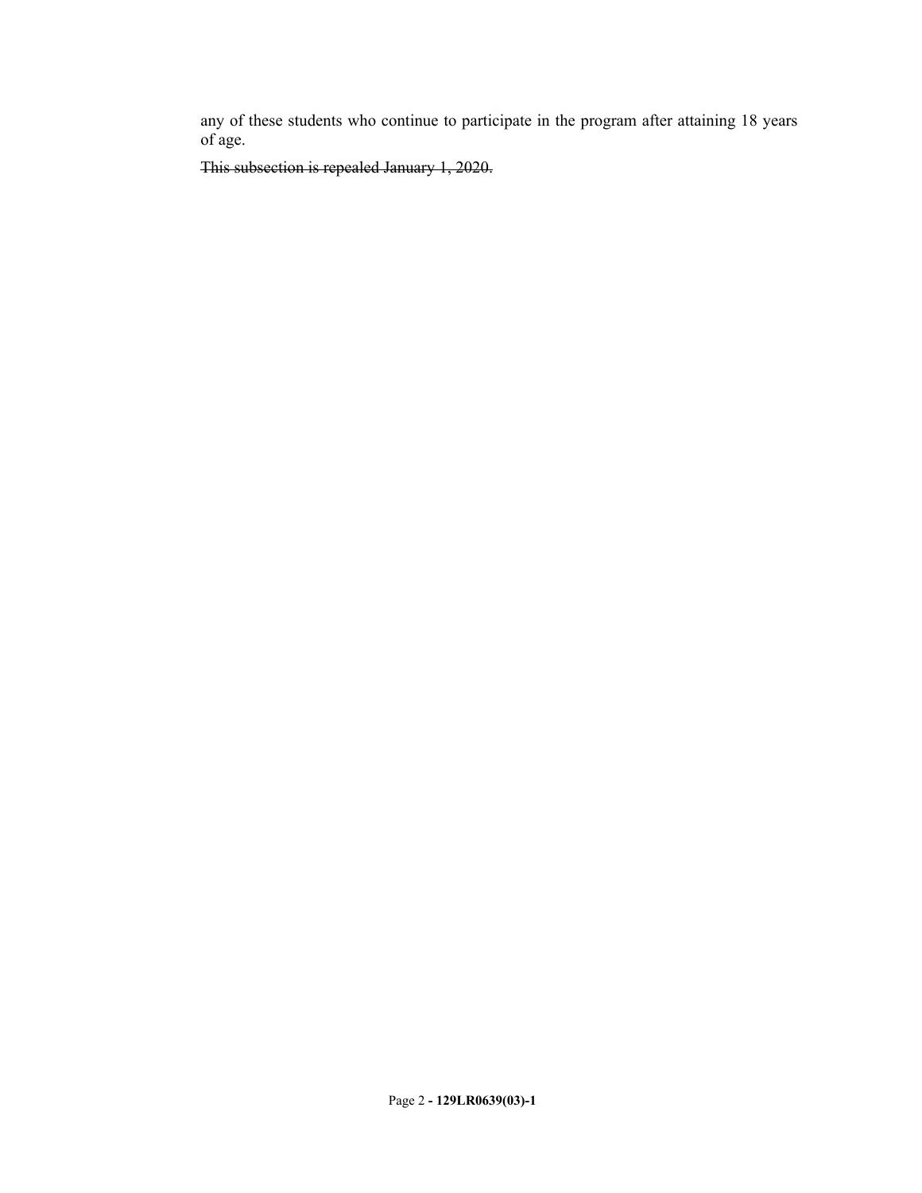any of these students who continue to participate in the program after attaining 18 years of age.

~~This subsection is repealed January 1, 2020.~~